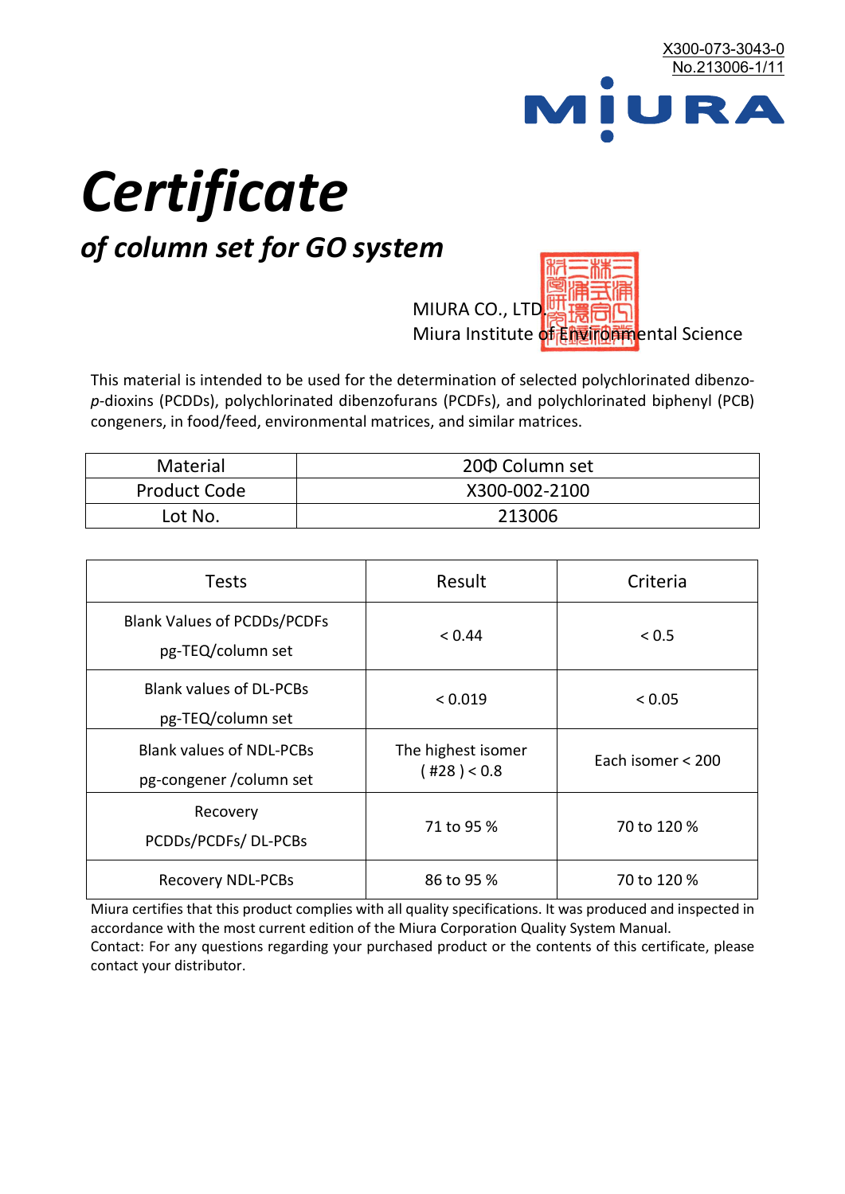X300-073-3043-0
No.213006-1/11

MIURA

# *Certificate*

## *of column set for GO system*

MIURA CO., LTD.
Miura Institute of Environmental Science

This material is intended to be used for the determination of selected polychlorinated dibenzo-*p*-dioxins (PCDDs), polychlorinated dibenzofurans (PCDFs), and polychlorinated biphenyl (PCB) congeners, in food/feed, environmental matrices, and similar matrices.

| Material | 20Φ Column set |
|---|---|
| Product Code | X300-002-2100 |
| Lot No. | 213006 |

| Tests | Result | Criteria |
|---|---|---|
| Blank Values of PCDDs/PCDFs pg-TEQ/column set | < 0.44 | < 0.5 |
| Blank values of DL-PCBs pg-TEQ/column set | < 0.019 | < 0.05 |
| Blank values of NDL-PCBs pg-congener /column set | The highest isomer ( #28 ) < 0.8 | Each isomer < 200 |
| Recovery PCDDs/PCDFs/ DL-PCBs | 71 to 95 % | 70 to 120 % |
| Recovery NDL-PCBs | 86 to 95 % | 70 to 120 % |

Miura certifies that this product complies with all quality specifications. It was produced and inspected in accordance with the most current edition of the Miura Corporation Quality System Manual.
Contact: For any questions regarding your purchased product or the contents of this certificate, please contact your distributor.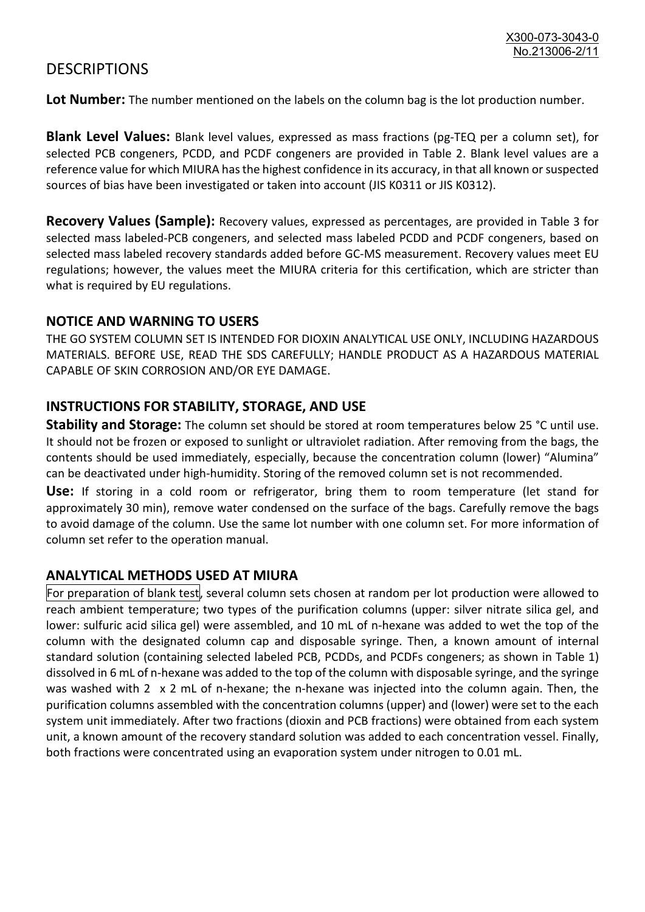# DESCRIPTIONS

**Lot Number:** The number mentioned on the labels on the column bag is the lot production number.

**Blank Level Values:** Blank level values, expressed as mass fractions (pg-TEQ per a column set), for selected PCB congeners, PCDD, and PCDF congeners are provided in Table 2. Blank level values are a reference value for which MIURA has the highest confidence in its accuracy, in that all known or suspected sources of bias have been investigated or taken into account (JIS K0311 or JIS K0312).

**Recovery Values (Sample):** Recovery values, expressed as percentages, are provided in Table 3 for selected mass labeled-PCB congeners, and selected mass labeled PCDD and PCDF congeners, based on selected mass labeled recovery standards added before GC-MS measurement. Recovery values meet EU regulations; however, the values meet the MIURA criteria for this certification, which are stricter than what is required by EU regulations.

## NOTICE AND WARNING TO USERS

THE GO SYSTEM COLUMN SET IS INTENDED FOR DIOXIN ANALYTICAL USE ONLY, INCLUDING HAZARDOUS MATERIALS. BEFORE USE, READ THE SDS CAREFULLY; HANDLE PRODUCT AS A HAZARDOUS MATERIAL CAPABLE OF SKIN CORROSION AND/OR EYE DAMAGE.

## INSTRUCTIONS FOR STABILITY, STORAGE, AND USE

**Stability and Storage:** The column set should be stored at room temperatures below 25 °C until use. It should not be frozen or exposed to sunlight or ultraviolet radiation. After removing from the bags, the contents should be used immediately, especially, because the concentration column (lower) "Alumina" can be deactivated under high-humidity. Storing of the removed column set is not recommended.

**Use:** If storing in a cold room or refrigerator, bring them to room temperature (let stand for approximately 30 min), remove water condensed on the surface of the bags. Carefully remove the bags to avoid damage of the column. Use the same lot number with one column set. For more information of column set refer to the operation manual.

## ANALYTICAL METHODS USED AT MIURA

For preparation of blank test, several column sets chosen at random per lot production were allowed to reach ambient temperature; two types of the purification columns (upper: silver nitrate silica gel, and lower: sulfuric acid silica gel) were assembled, and 10 mL of n-hexane was added to wet the top of the column with the designated column cap and disposable syringe. Then, a known amount of internal standard solution (containing selected labeled PCB, PCDDs, and PCDFs congeners; as shown in Table 1) dissolved in 6 mL of n-hexane was added to the top of the column with disposable syringe, and the syringe was washed with 2 x 2 mL of n-hexane; the n-hexane was injected into the column again. Then, the purification columns assembled with the concentration columns (upper) and (lower) were set to the each system unit immediately. After two fractions (dioxin and PCB fractions) were obtained from each system unit, a known amount of the recovery standard solution was added to each concentration vessel. Finally, both fractions were concentrated using an evaporation system under nitrogen to 0.01 mL.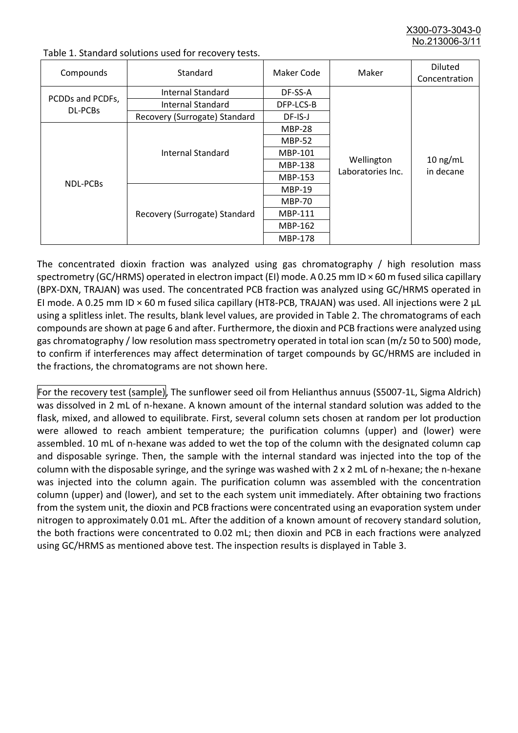Table 1. Standard solutions used for recovery tests.

| Compounds | Standard | Maker Code | Maker | Diluted Concentration |
|---|---|---|---|---|
| PCDDs and PCDFs, DL-PCBs | Internal Standard | DF-SS-A | Wellington Laboratories Inc. | 10 ng/mL in decane |
| | Internal Standard | DFP-LCS-B | | |
| | Recovery (Surrogate) Standard | DF-IS-J | | |
| NDL-PCBs | Internal Standard | MBP-28 | | |
| | | MBP-52 | | |
| | | MBP-101 | | |
| | | MBP-138 | | |
| | | MBP-153 | | |
| | Recovery (Surrogate) Standard | MBP-19 | | |
| | | MBP-70 | | |
| | | MBP-111 | | |
| | | MBP-162 | | |
| | | MBP-178 | | |

The concentrated dioxin fraction was analyzed using gas chromatography / high resolution mass spectrometry (GC/HRMS) operated in electron impact (EI) mode. A 0.25 mm ID × 60 m fused silica capillary (BPX-DXN, TRAJAN) was used. The concentrated PCB fraction was analyzed using GC/HRMS operated in EI mode. A 0.25 mm ID × 60 m fused silica capillary (HT8-PCB, TRAJAN) was used. All injections were 2 μL using a splitless inlet. The results, blank level values, are provided in Table 2. The chromatograms of each compounds are shown at page 6 and after. Furthermore, the dioxin and PCB fractions were analyzed using gas chromatography / low resolution mass spectrometry operated in total ion scan (m/z 50 to 500) mode, to confirm if interferences may affect determination of target compounds by GC/HRMS are included in the fractions, the chromatograms are not shown here.

For the recovery test (sample), The sunflower seed oil from Helianthus annuus (S5007-1L, Sigma Aldrich) was dissolved in 2 mL of n-hexane. A known amount of the internal standard solution was added to the flask, mixed, and allowed to equilibrate. First, several column sets chosen at random per lot production were allowed to reach ambient temperature; the purification columns (upper) and (lower) were assembled. 10 mL of n-hexane was added to wet the top of the column with the designated column cap and disposable syringe. Then, the sample with the internal standard was injected into the top of the column with the disposable syringe, and the syringe was washed with 2 x 2 mL of n-hexane; the n-hexane was injected into the column again. The purification column was assembled with the concentration column (upper) and (lower), and set to the each system unit immediately. After obtaining two fractions from the system unit, the dioxin and PCB fractions were concentrated using an evaporation system under nitrogen to approximately 0.01 mL. After the addition of a known amount of recovery standard solution, the both fractions were concentrated to 0.02 mL; then dioxin and PCB in each fractions were analyzed using GC/HRMS as mentioned above test. The inspection results is displayed in Table 3.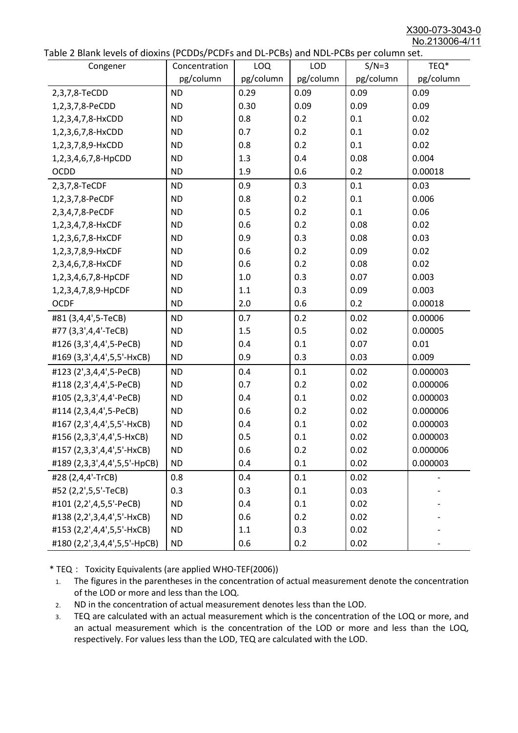Table 2 Blank levels of dioxins (PCDDs/PCDFs and DL-PCBs) and NDL-PCBs per column set.

| Congener | Concentration pg/column | LOQ pg/column | LOD pg/column | S/N=3 pg/column | TEQ* pg/column |
|---|---|---|---|---|---|
| 2,3,7,8-TeCDD | ND | 0.29 | 0.09 | 0.09 | 0.09 |
| 1,2,3,7,8-PeCDD | ND | 0.30 | 0.09 | 0.09 | 0.09 |
| 1,2,3,4,7,8-HxCDD | ND | 0.8 | 0.2 | 0.1 | 0.02 |
| 1,2,3,6,7,8-HxCDD | ND | 0.7 | 0.2 | 0.1 | 0.02 |
| 1,2,3,7,8,9-HxCDD | ND | 0.8 | 0.2 | 0.1 | 0.02 |
| 1,2,3,4,6,7,8-HpCDD | ND | 1.3 | 0.4 | 0.08 | 0.004 |
| OCDD | ND | 1.9 | 0.6 | 0.2 | 0.00018 |
| 2,3,7,8-TeCDF | ND | 0.9 | 0.3 | 0.1 | 0.03 |
| 1,2,3,7,8-PeCDF | ND | 0.8 | 0.2 | 0.1 | 0.006 |
| 2,3,4,7,8-PeCDF | ND | 0.5 | 0.2 | 0.1 | 0.06 |
| 1,2,3,4,7,8-HxCDF | ND | 0.6 | 0.2 | 0.08 | 0.02 |
| 1,2,3,6,7,8-HxCDF | ND | 0.9 | 0.3 | 0.08 | 0.03 |
| 1,2,3,7,8,9-HxCDF | ND | 0.6 | 0.2 | 0.09 | 0.02 |
| 2,3,4,6,7,8-HxCDF | ND | 0.6 | 0.2 | 0.08 | 0.02 |
| 1,2,3,4,6,7,8-HpCDF | ND | 1.0 | 0.3 | 0.07 | 0.003 |
| 1,2,3,4,7,8,9-HpCDF | ND | 1.1 | 0.3 | 0.09 | 0.003 |
| OCDF | ND | 2.0 | 0.6 | 0.2 | 0.00018 |
| #81 (3,4,4',5-TeCB) | ND | 0.7 | 0.2 | 0.02 | 0.00006 |
| #77 (3,3',4,4'-TeCB) | ND | 1.5 | 0.5 | 0.02 | 0.00005 |
| #126 (3,3',4,4',5-PeCB) | ND | 0.4 | 0.1 | 0.07 | 0.01 |
| #169 (3,3',4,4',5,5'-HxCB) | ND | 0.9 | 0.3 | 0.03 | 0.009 |
| #123 (2',3,4,4',5-PeCB) | ND | 0.4 | 0.1 | 0.02 | 0.000003 |
| #118 (2,3',4,4',5-PeCB) | ND | 0.7 | 0.2 | 0.02 | 0.000006 |
| #105 (2,3,3',4,4'-PeCB) | ND | 0.4 | 0.1 | 0.02 | 0.000003 |
| #114 (2,3,4,4',5-PeCB) | ND | 0.6 | 0.2 | 0.02 | 0.000006 |
| #167 (2,3',4,4',5,5'-HxCB) | ND | 0.4 | 0.1 | 0.02 | 0.000003 |
| #156 (2,3,3',4,4',5-HxCB) | ND | 0.5 | 0.1 | 0.02 | 0.000003 |
| #157 (2,3,3',4,4',5'-HxCB) | ND | 0.6 | 0.2 | 0.02 | 0.000006 |
| #189 (2,3,3',4,4',5,5'-HpCB) | ND | 0.4 | 0.1 | 0.02 | 0.000003 |
| #28 (2,4,4'-TrCB) | 0.8 | 0.4 | 0.1 | 0.02 | - |
| #52 (2,2',5,5'-TeCB) | 0.3 | 0.3 | 0.1 | 0.03 | - |
| #101 (2,2',4,5,5'-PeCB) | ND | 0.4 | 0.1 | 0.02 | - |
| #138 (2,2',3,4,4',5'-HxCB) | ND | 0.6 | 0.2 | 0.02 | - |
| #153 (2,2',4,4',5,5'-HxCB) | ND | 1.1 | 0.3 | 0.02 | - |
| #180 (2,2',3,4,4',5,5'-HpCB) | ND | 0.6 | 0.2 | 0.02 | - |

* TEQ： Toxicity Equivalents (are applied WHO-TEF(2006))

1. The figures in the parentheses in the concentration of actual measurement denote the concentration of the LOD or more and less than the LOQ.
2. ND in the concentration of actual measurement denotes less than the LOD.
3. TEQ are calculated with an actual measurement which is the concentration of the LOQ or more, and an actual measurement which is the concentration of the LOD or more and less than the LOQ, respectively. For values less than the LOD, TEQ are calculated with the LOD.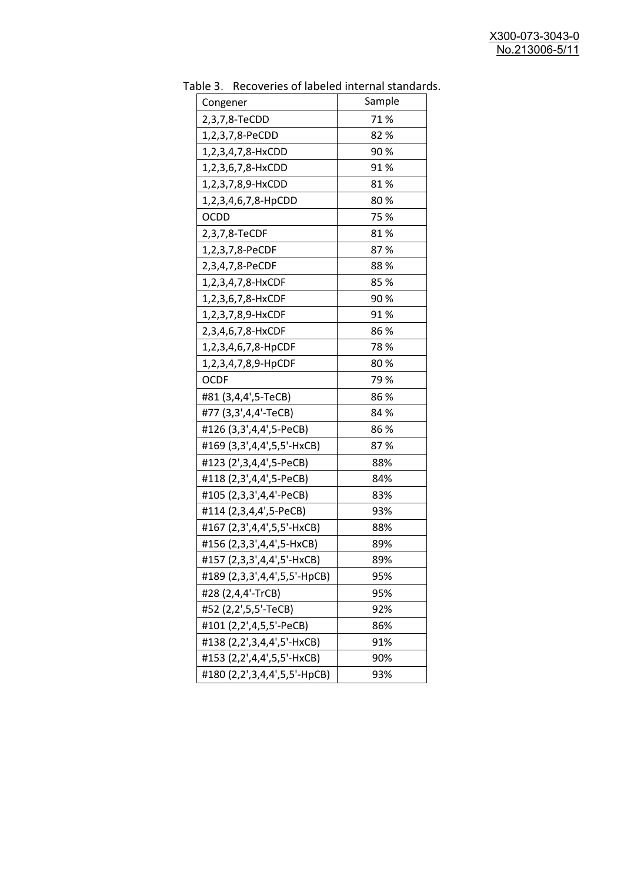Table 3.　Recoveries of labeled internal standards.

| Congener | Sample |
|---|---|
| 2,3,7,8-TeCDD | 71 % |
| 1,2,3,7,8-PeCDD | 82 % |
| 1,2,3,4,7,8-HxCDD | 90 % |
| 1,2,3,6,7,8-HxCDD | 91 % |
| 1,2,3,7,8,9-HxCDD | 81 % |
| 1,2,3,4,6,7,8-HpCDD | 80 % |
| OCDD | 75 % |
| 2,3,7,8-TeCDF | 81 % |
| 1,2,3,7,8-PeCDF | 87 % |
| 2,3,4,7,8-PeCDF | 88 % |
| 1,2,3,4,7,8-HxCDF | 85 % |
| 1,2,3,6,7,8-HxCDF | 90 % |
| 1,2,3,7,8,9-HxCDF | 91 % |
| 2,3,4,6,7,8-HxCDF | 86 % |
| 1,2,3,4,6,7,8-HpCDF | 78 % |
| 1,2,3,4,7,8,9-HpCDF | 80 % |
| OCDF | 79 % |
| #81 (3,4,4',5-TeCB) | 86 % |
| #77 (3,3',4,4'-TeCB) | 84 % |
| #126 (3,3',4,4',5-PeCB) | 86 % |
| #169 (3,3',4,4',5,5'-HxCB) | 87 % |
| #123 (2',3,4,4',5-PeCB) | 88% |
| #118 (2,3',4,4',5-PeCB) | 84% |
| #105 (2,3,3',4,4'-PeCB) | 83% |
| #114 (2,3,4,4',5-PeCB) | 93% |
| #167 (2,3',4,4',5,5'-HxCB) | 88% |
| #156 (2,3,3',4,4',5-HxCB) | 89% |
| #157 (2,3,3',4,4',5'-HxCB) | 89% |
| #189 (2,3,3',4,4',5,5'-HpCB) | 95% |
| #28 (2,4,4'-TrCB) | 95% |
| #52 (2,2',5,5'-TeCB) | 92% |
| #101 (2,2',4,5,5'-PeCB) | 86% |
| #138 (2,2',3,4,4',5'-HxCB) | 91% |
| #153 (2,2',4,4',5,5'-HxCB) | 90% |
| #180 (2,2',3,4,4',5,5'-HpCB) | 93% |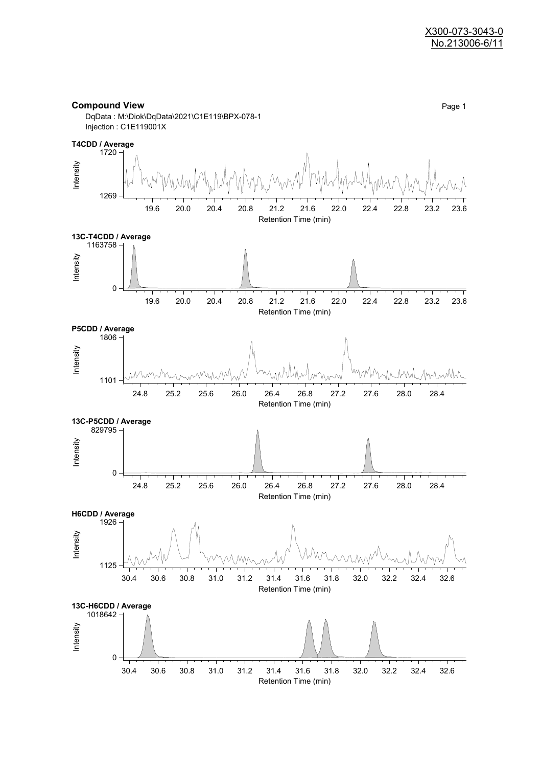X300-073-3043-0
No.213006-6/11

## Compound View

DqData : M:\Diok\DqData\2021\C1E119\BPX-078-1
Injection : C1E119001X

**T4CDD / Average**

Intensity: 1269 – 1720
Retention Time (min): 19.6, 20.0, 20.4, 20.8, 21.2, 21.6, 22.0, 22.4, 22.8, 23.2, 23.6

**13C-T4CDD / Average**

Intensity: 0 – 1163758
Retention Time (min): 19.6, 20.0, 20.4, 20.8, 21.2, 21.6, 22.0, 22.4, 22.8, 23.2, 23.6

**P5CDD / Average**

Intensity: 1101 – 1806
Retention Time (min): 24.8, 25.2, 25.6, 26.0, 26.4, 26.8, 27.2, 27.6, 28.0, 28.4

**13C-P5CDD / Average**

Intensity: 0 – 829795
Retention Time (min): 24.8, 25.2, 25.6, 26.0, 26.4, 26.8, 27.2, 27.6, 28.0, 28.4

**H6CDD / Average**

Intensity: 1125 – 1926
Retention Time (min): 30.4, 30.6, 30.8, 31.0, 31.2, 31.4, 31.6, 31.8, 32.0, 32.2, 32.4, 32.6

**13C-H6CDD / Average**

Intensity: 0 – 1018642
Retention Time (min): 30.4, 30.6, 30.8, 31.0, 31.2, 31.4, 31.6, 31.8, 32.0, 32.2, 32.4, 32.6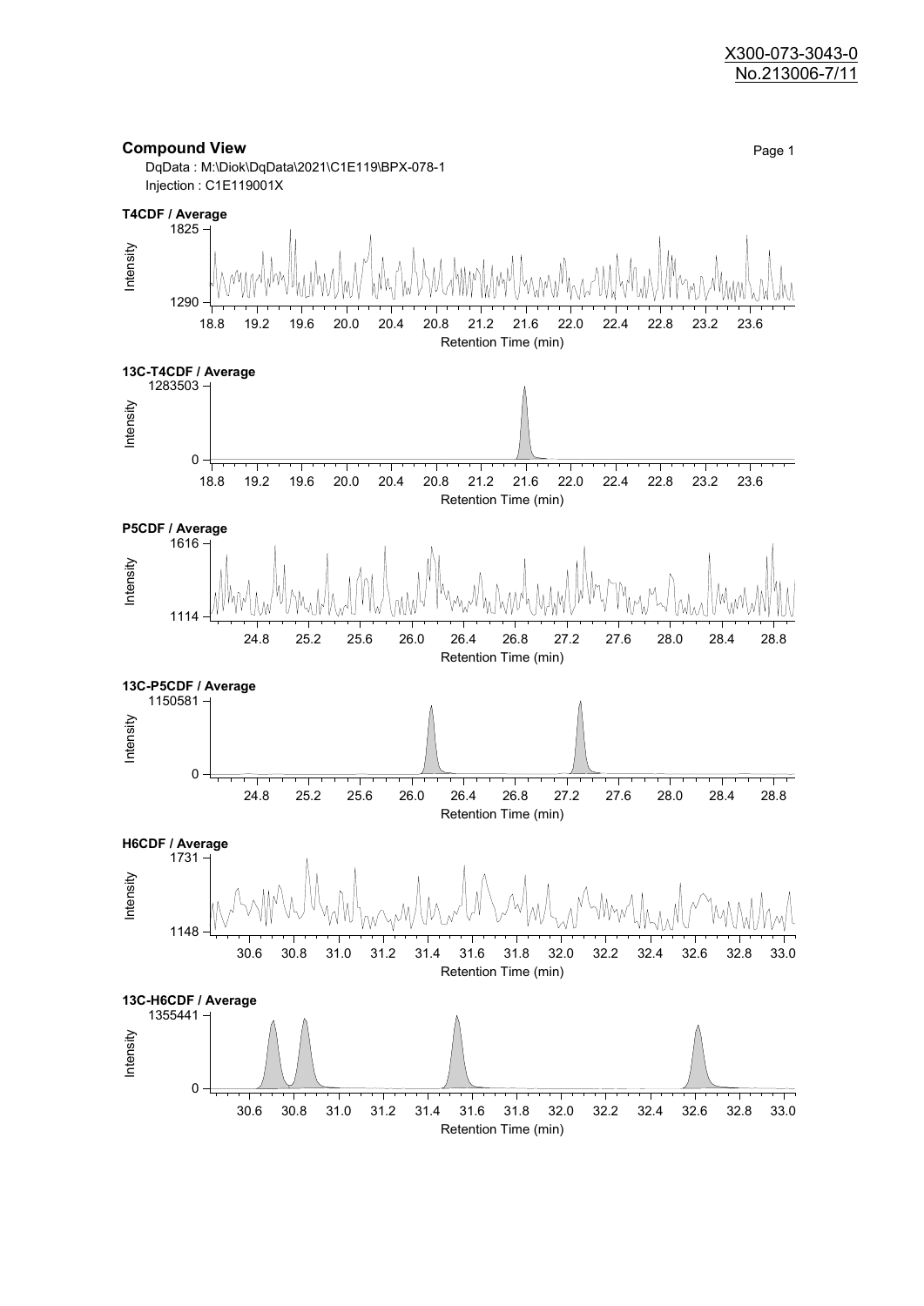X300-073-3043-0
No.213006-7/11

## Compound View

DqData : M:\Diok\DqData\2021\C1E119\BPX-078-1
Injection : C1E119001X

**T4CDF / Average**

Intensity: 1290 – 1825
Retention Time (min): 18.8 – 23.6

**13C-T4CDF / Average**

Intensity: 0 – 1283503
Retention Time (min): 18.8 – 23.6

**P5CDF / Average**

Intensity: 1114 – 1616
Retention Time (min): 24.8 – 28.8

**13C-P5CDF / Average**

Intensity: 0 – 1150581
Retention Time (min): 24.8 – 28.8

**H6CDF / Average**

Intensity: 1148 – 1731
Retention Time (min): 30.6 – 33.0

**13C-H6CDF / Average**

Intensity: 0 – 1355441
Retention Time (min): 30.6 – 33.0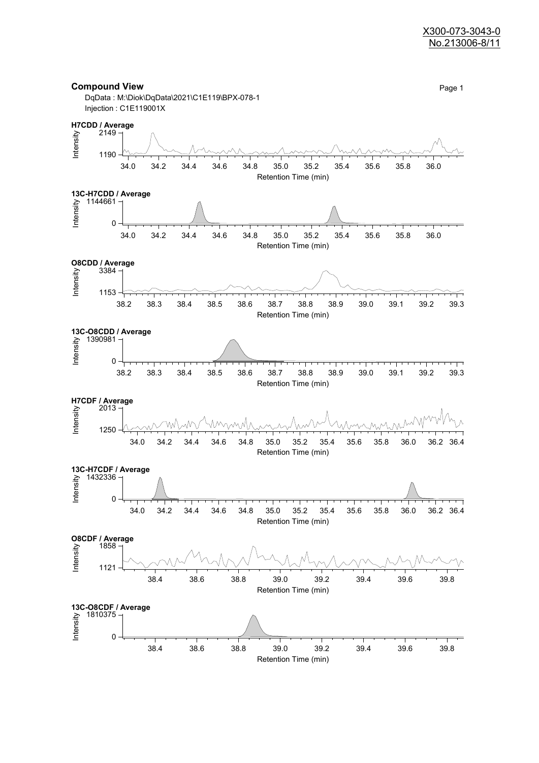X300-073-3043-0
No.213006-8/11

## Compound View

DqData : M:\Diok\DqData\2021\C1E119\BPX-078-1
Injection : C1E119001X

**H7CDD / Average**

Intensity: 2149 – 1190
Retention Time (min): 34.0 – 36.0

**13C-H7CDD / Average**

Intensity: 1144661 – 0
Retention Time (min): 34.0 – 36.0

**O8CDD / Average**

Intensity: 3384 – 1153
Retention Time (min): 38.2 – 39.3

**13C-O8CDD / Average**

Intensity: 1390981 – 0
Retention Time (min): 38.2 – 39.3

**H7CDF / Average**

Intensity: 2013 – 1250
Retention Time (min): 34.0 – 36.4

**13C-H7CDF / Average**

Intensity: 1432336 – 0
Retention Time (min): 34.0 – 36.4

**O8CDF / Average**

Intensity: 1858 – 1121
Retention Time (min): 38.4 – 39.8

**13C-O8CDF / Average**

Intensity: 1810375 – 0
Retention Time (min): 38.4 – 39.8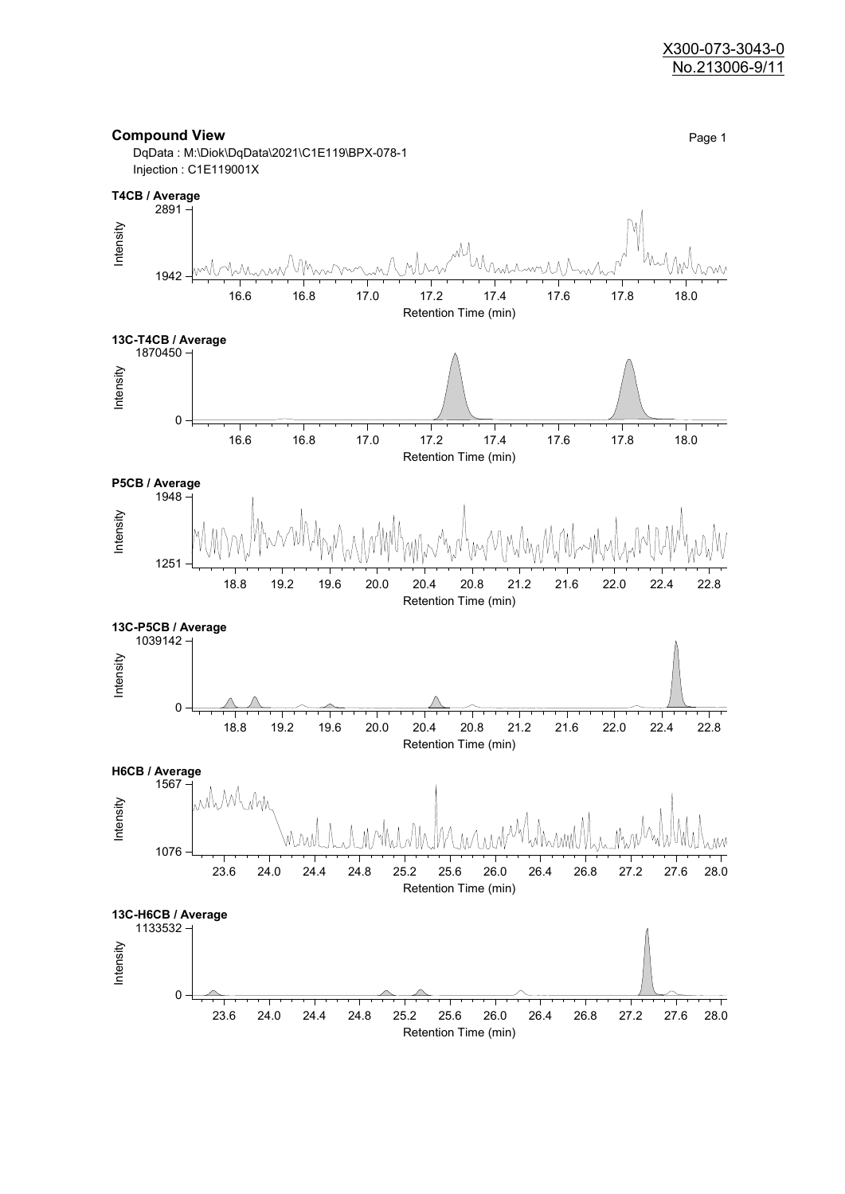X300-073-3043-0
No.213006-9/11

## Compound View

DqData : M:\Diok\DqData\2021\C1E119\BPX-078-1
Injection : C1E119001X

**T4CB / Average**

Intensity: 1942 – 2891
Retention Time (min): 16.6, 16.8, 17.0, 17.2, 17.4, 17.6, 17.8, 18.0

**13C-T4CB / Average**

Intensity: 0 – 1870450
Retention Time (min): 16.6, 16.8, 17.0, 17.2, 17.4, 17.6, 17.8, 18.0

**P5CB / Average**

Intensity: 1251 – 1948
Retention Time (min): 18.8, 19.2, 19.6, 20.0, 20.4, 20.8, 21.2, 21.6, 22.0, 22.4, 22.8

**13C-P5CB / Average**

Intensity: 0 – 1039142
Retention Time (min): 18.8, 19.2, 19.6, 20.0, 20.4, 20.8, 21.2, 21.6, 22.0, 22.4, 22.8

**H6CB / Average**

Intensity: 1076 – 1567
Retention Time (min): 23.6, 24.0, 24.4, 24.8, 25.2, 25.6, 26.0, 26.4, 26.8, 27.2, 27.6, 28.0

**13C-H6CB / Average**

Intensity: 0 – 1133532
Retention Time (min): 23.6, 24.0, 24.4, 24.8, 25.2, 25.6, 26.0, 26.4, 26.8, 27.2, 27.6, 28.0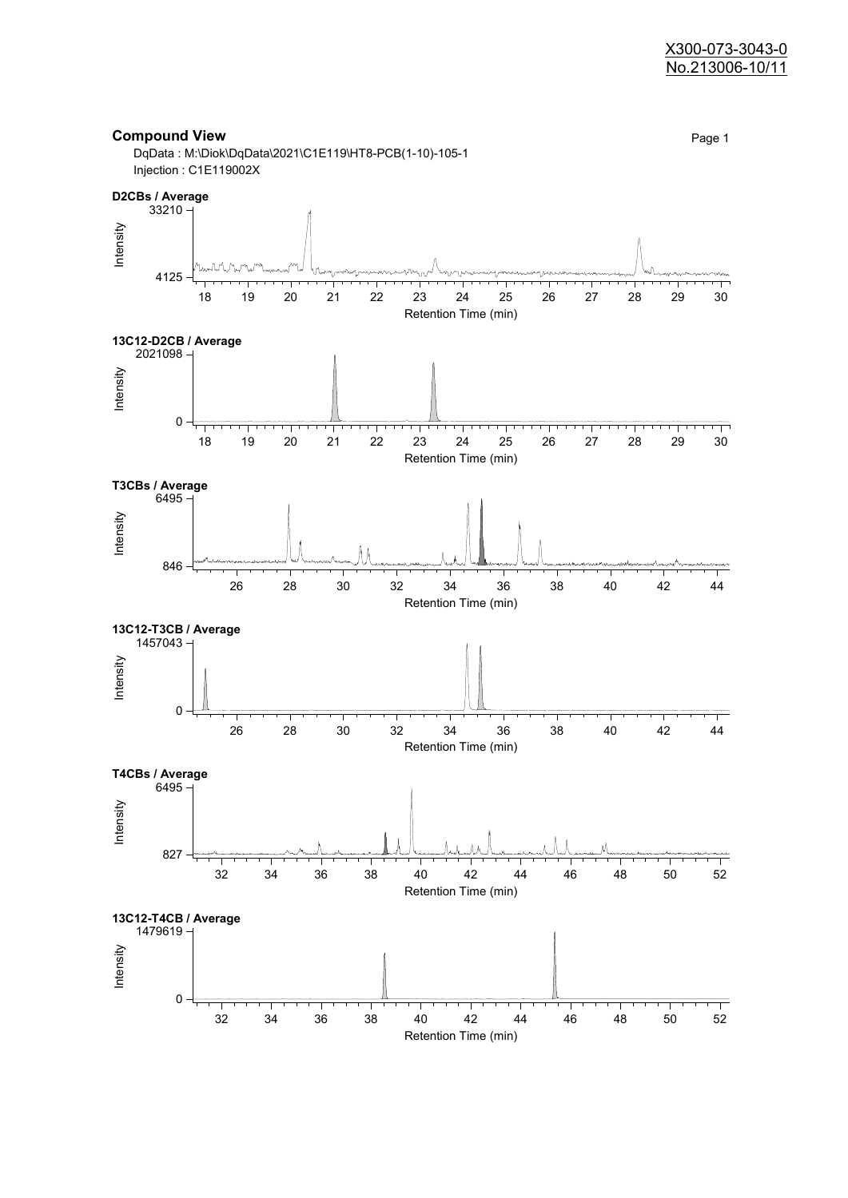X300-073-3043-0
No.213006-10/11

## Compound View

Page 1

DqData : M:\Diok\DqData\2021\C1E119\HT8-PCB(1-10)-105-1
Injection : C1E119002X

**D2CBs / Average**

Intensity: 4125 – 33210
Retention Time (min): 18 19 20 21 22 23 24 25 26 27 28 29 30

**13C12-D2CB / Average**

Intensity: 0 – 2021098
Retention Time (min): 18 19 20 21 22 23 24 25 26 27 28 29 30

**T3CBs / Average**

Intensity: 846 – 6495
Retention Time (min): 26 28 30 32 34 36 38 40 42 44

**13C12-T3CB / Average**

Intensity: 0 – 1457043
Retention Time (min): 26 28 30 32 34 36 38 40 42 44

**T4CBs / Average**

Intensity: 827 – 6495
Retention Time (min): 32 34 36 38 40 42 44 46 48 50 52

**13C12-T4CB / Average**

Intensity: 0 – 1479619
Retention Time (min): 32 34 36 38 40 42 44 46 48 50 52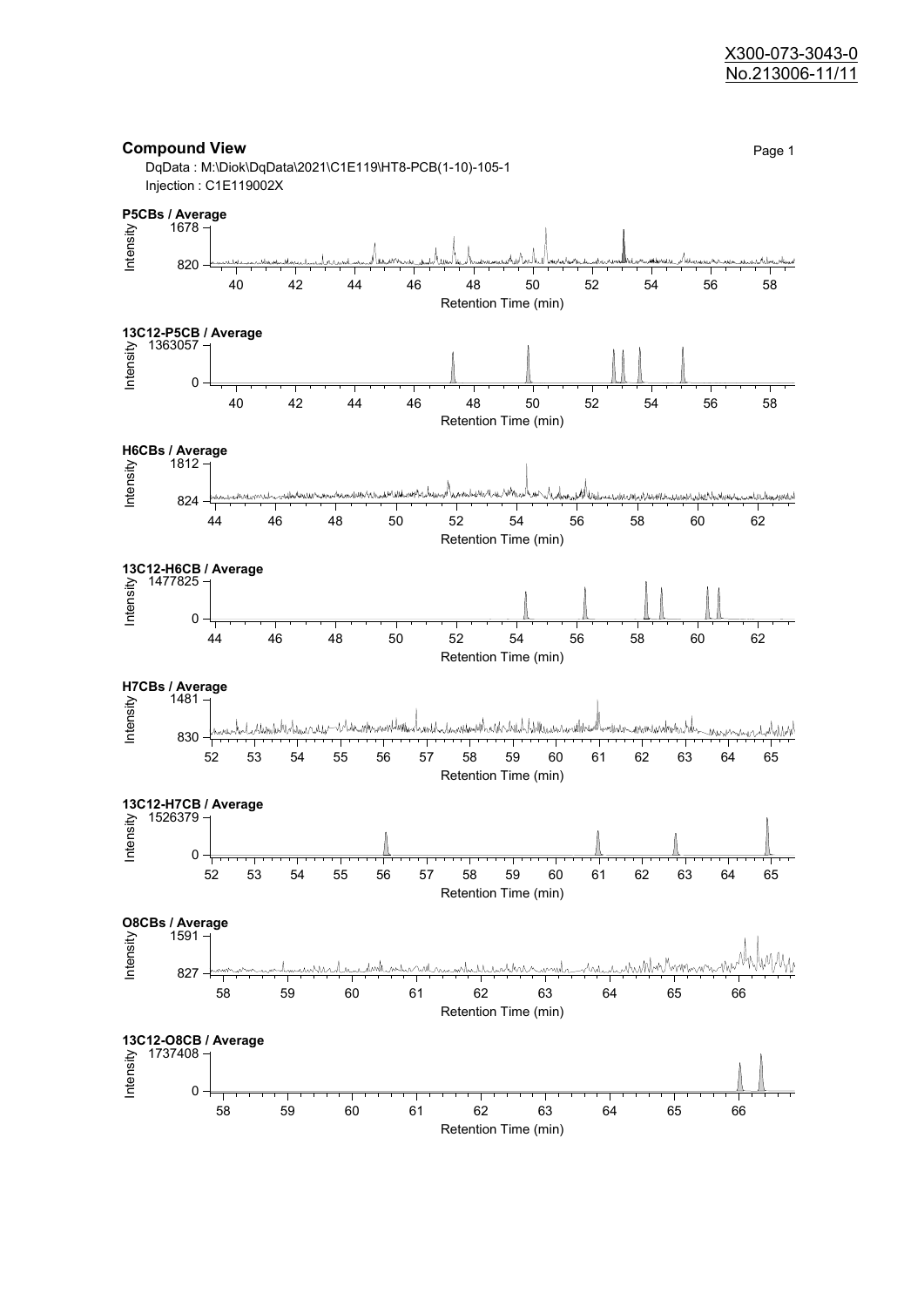X300-073-3043-0
No.213006-11/11

**Compound View**

DqData : M:\Diok\DqData\2021\C1E119\HT8-PCB(1-10)-105-1
Injection : C1E119002X

**P5CBs / Average**
Intensity
1678
820
40 42 44 46 48 50 52 54 56 58
Retention Time (min)

**13C12-P5CB / Average**
Intensity
1363057
0
40 42 44 46 48 50 52 54 56 58
Retention Time (min)

**H6CBs / Average**
Intensity
1812
824
44 46 48 50 52 54 56 58 60 62
Retention Time (min)

**13C12-H6CB / Average**
Intensity
1477825
0
44 46 48 50 52 54 56 58 60 62
Retention Time (min)

**H7CBs / Average**
Intensity
1481
830
52 53 54 55 56 57 58 59 60 61 62 63 64 65
Retention Time (min)

**13C12-H7CB / Average**
Intensity
1526379
0
52 53 54 55 56 57 58 59 60 61 62 63 64 65
Retention Time (min)

**O8CBs / Average**
Intensity
1591
827
58 59 60 61 62 63 64 65 66
Retention Time (min)

**13C12-O8CB / Average**
Intensity
1737408
0
58 59 60 61 62 63 64 65 66
Retention Time (min)